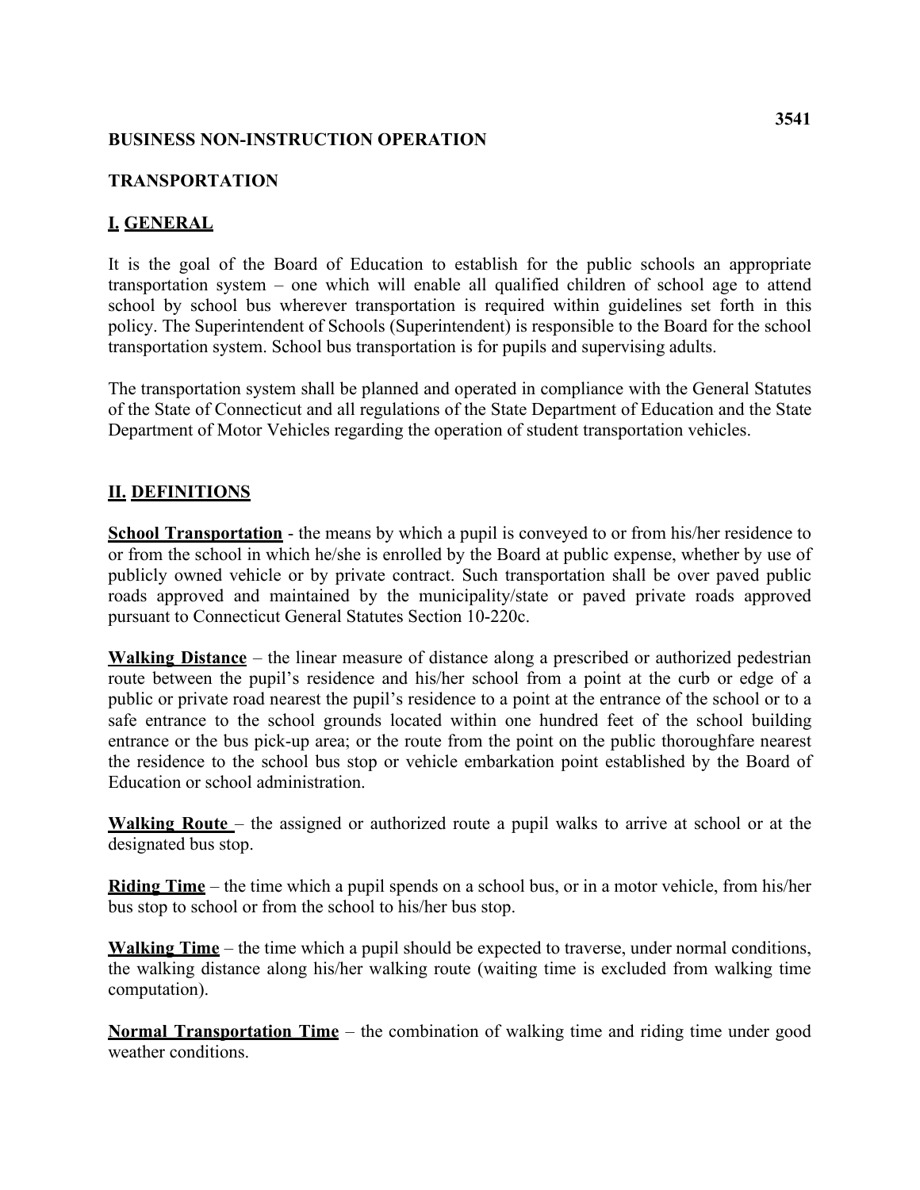**3541**

**BUSINESS NON-INSTRUCTION OPERATION**

**TRANSPORTATION**

## I. GENERAL

It is the goal of the Board of Education to establish for the public schools an appropriate transportation system – one which will enable all qualified children of school age to attend school by school bus wherever transportation is required within guidelines set forth in this policy. The Superintendent of Schools (Superintendent) is responsible to the Board for the school transportation system. School bus transportation is for pupils and supervising adults.

The transportation system shall be planned and operated in compliance with the General Statutes of the State of Connecticut and all regulations of the State Department of Education and the State Department of Motor Vehicles regarding the operation of student transportation vehicles.

## II. DEFINITIONS

**School Transportation** - the means by which a pupil is conveyed to or from his/her residence to or from the school in which he/she is enrolled by the Board at public expense, whether by use of publicly owned vehicle or by private contract. Such transportation shall be over paved public roads approved and maintained by the municipality/state or paved private roads approved pursuant to Connecticut General Statutes Section 10-220c.

**Walking Distance** – the linear measure of distance along a prescribed or authorized pedestrian route between the pupil's residence and his/her school from a point at the curb or edge of a public or private road nearest the pupil's residence to a point at the entrance of the school or to a safe entrance to the school grounds located within one hundred feet of the school building entrance or the bus pick-up area; or the route from the point on the public thoroughfare nearest the residence to the school bus stop or vehicle embarkation point established by the Board of Education or school administration.

**Walking Route** – the assigned or authorized route a pupil walks to arrive at school or at the designated bus stop.

**Riding Time** – the time which a pupil spends on a school bus, or in a motor vehicle, from his/her bus stop to school or from the school to his/her bus stop.

**Walking Time** – the time which a pupil should be expected to traverse, under normal conditions, the walking distance along his/her walking route (waiting time is excluded from walking time computation).

**Normal Transportation Time** – the combination of walking time and riding time under good weather conditions.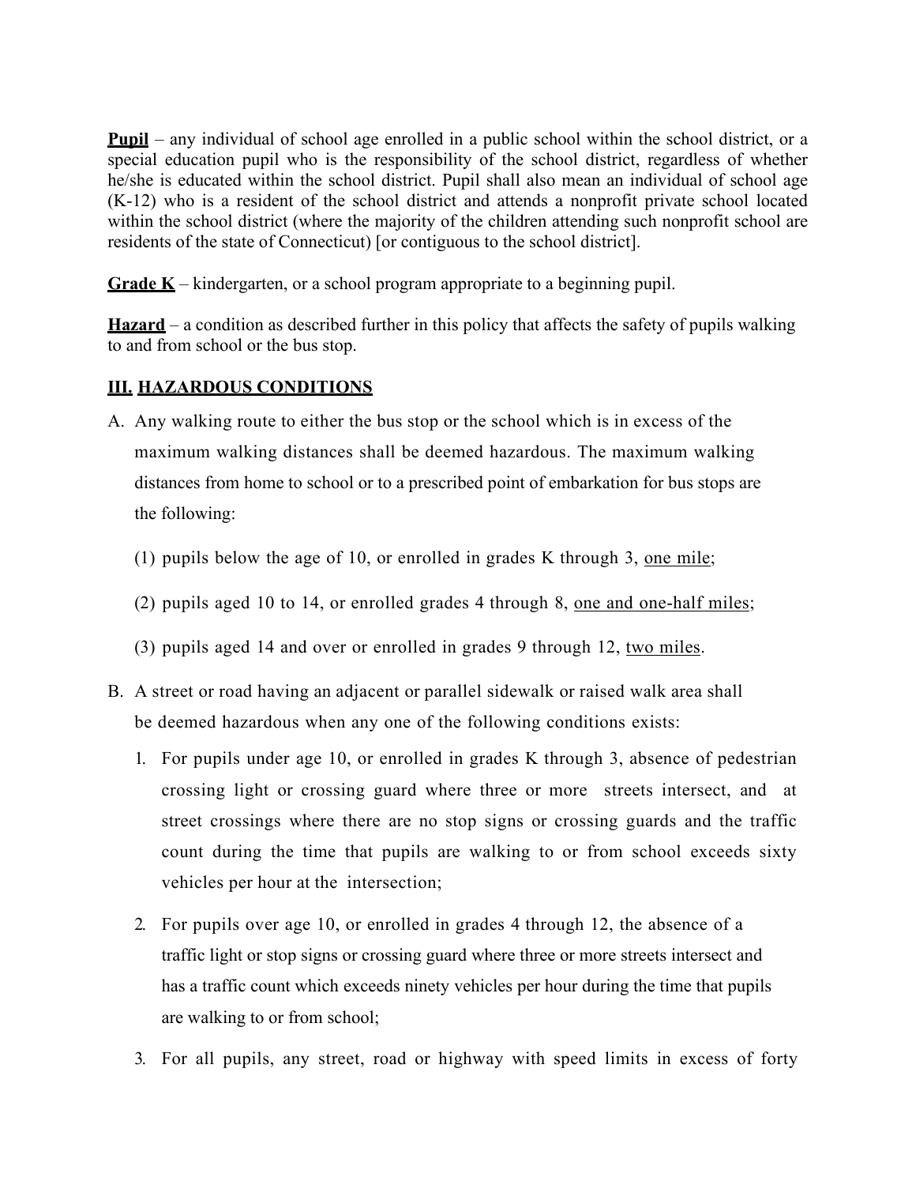**Pupil** – any individual of school age enrolled in a public school within the school district, or a special education pupil who is the responsibility of the school district, regardless of whether he/she is educated within the school district. Pupil shall also mean an individual of school age (K-12) who is a resident of the school district and attends a nonprofit private school located within the school district (where the majority of the children attending such nonprofit school are residents of the state of Connecticut) [or contiguous to the school district].

**Grade K** – kindergarten, or a school program appropriate to a beginning pupil.

**Hazard** – a condition as described further in this policy that affects the safety of pupils walking to and from school or the bus stop.

## III. HAZARDOUS CONDITIONS

A. Any walking route to either the bus stop or the school which is in excess of the maximum walking distances shall be deemed hazardous. The maximum walking distances from home to school or to a prescribed point of embarkation for bus stops are the following:

   (1) pupils below the age of 10, or enrolled in grades K through 3, <u>one mile</u>;

   (2) pupils aged 10 to 14, or enrolled grades 4 through 8, <u>one and one-half miles</u>;

   (3) pupils aged 14 and over or enrolled in grades 9 through 12, <u>two miles</u>.

B. A street or road having an adjacent or parallel sidewalk or raised walk area shall be deemed hazardous when any one of the following conditions exists:

   1. For pupils under age 10, or enrolled in grades K through 3, absence of pedestrian crossing light or crossing guard where three or more streets intersect, and at street crossings where there are no stop signs or crossing guards and the traffic count during the time that pupils are walking to or from school exceeds sixty vehicles per hour at the intersection;

   2. For pupils over age 10, or enrolled in grades 4 through 12, the absence of a traffic light or stop signs or crossing guard where three or more streets intersect and has a traffic count which exceeds ninety vehicles per hour during the time that pupils are walking to or from school;

   3. For all pupils, any street, road or highway with speed limits in excess of forty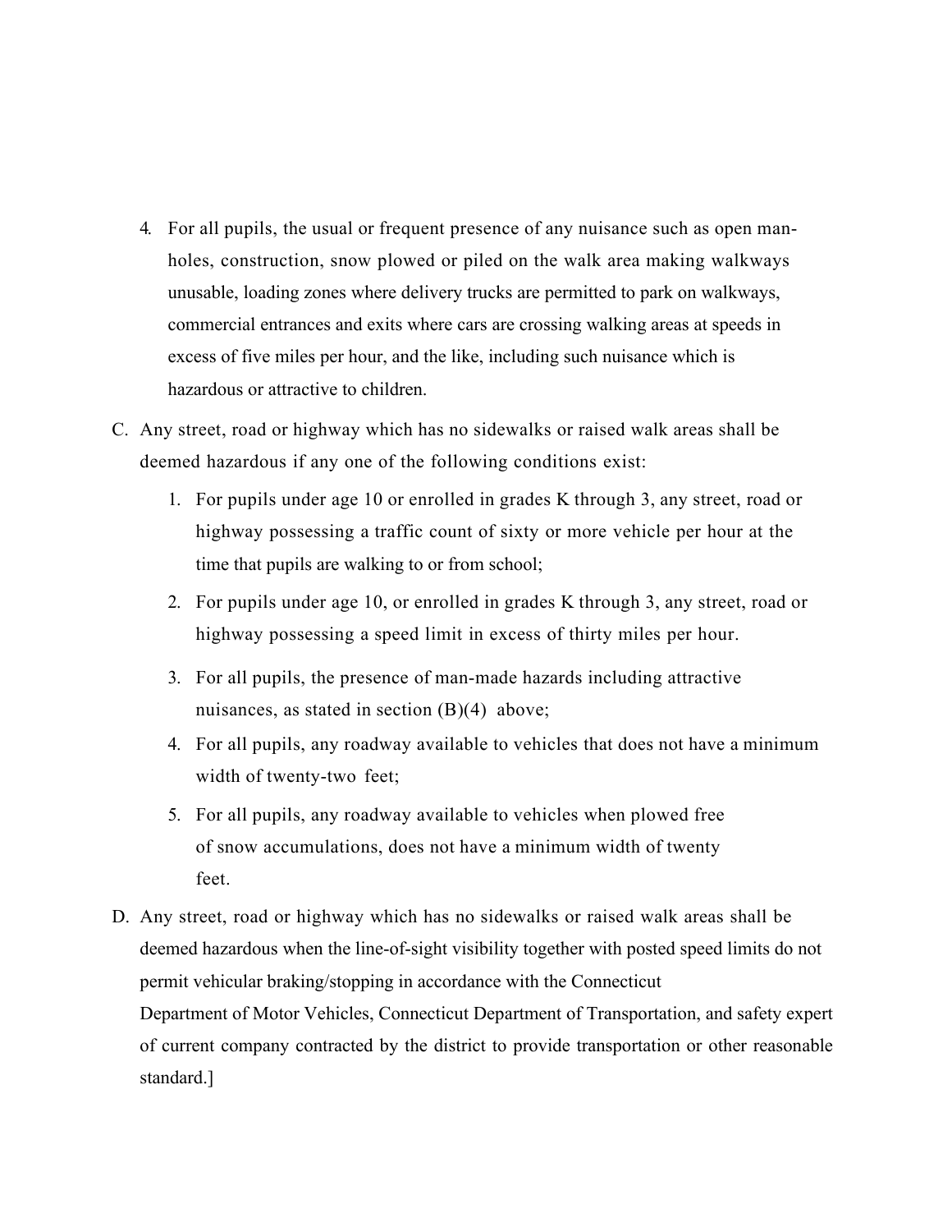4. For all pupils, the usual or frequent presence of any nuisance such as open man-holes, construction, snow plowed or piled on the walk area making walkways unusable, loading zones where delivery trucks are permitted to park on walkways, commercial entrances and exits where cars are crossing walking areas at speeds in excess of five miles per hour, and the like, including such nuisance which is hazardous or attractive to children.

C. Any street, road or highway which has no sidewalks or raised walk areas shall be deemed hazardous if any one of the following conditions exist:

   1. For pupils under age 10 or enrolled in grades K through 3, any street, road or highway possessing a traffic count of sixty or more vehicle per hour at the time that pupils are walking to or from school;

   2. For pupils under age 10, or enrolled in grades K through 3, any street, road or highway possessing a speed limit in excess of thirty miles per hour.

   3. For all pupils, the presence of man-made hazards including attractive nuisances, as stated in section (B)(4) above;

   4. For all pupils, any roadway available to vehicles that does not have a minimum width of twenty-two feet;

   5. For all pupils, any roadway available to vehicles when plowed free of snow accumulations, does not have a minimum width of twenty feet.

D. Any street, road or highway which has no sidewalks or raised walk areas shall be deemed hazardous when the line-of-sight visibility together with posted speed limits do not permit vehicular braking/stopping in accordance with the Connecticut Department of Motor Vehicles, Connecticut Department of Transportation, and safety expert of current company contracted by the district to provide transportation or other reasonable standard.]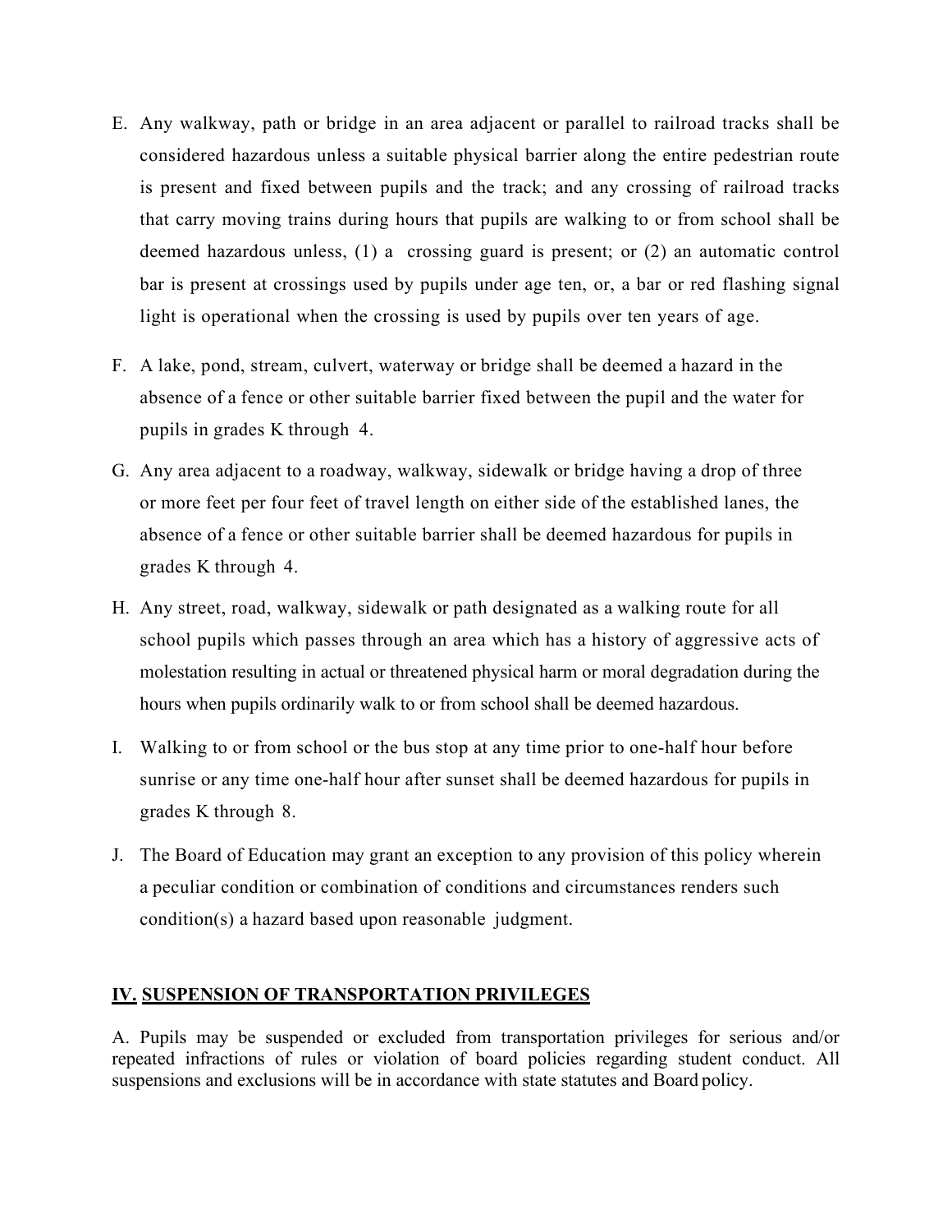E. Any walkway, path or bridge in an area adjacent or parallel to railroad tracks shall be considered hazardous unless a suitable physical barrier along the entire pedestrian route is present and fixed between pupils and the track; and any crossing of railroad tracks that carry moving trains during hours that pupils are walking to or from school shall be deemed hazardous unless, (1) a crossing guard is present; or (2) an automatic control bar is present at crossings used by pupils under age ten, or, a bar or red flashing signal light is operational when the crossing is used by pupils over ten years of age.

F. A lake, pond, stream, culvert, waterway or bridge shall be deemed a hazard in the absence of a fence or other suitable barrier fixed between the pupil and the water for pupils in grades K through 4.

G. Any area adjacent to a roadway, walkway, sidewalk or bridge having a drop of three or more feet per four feet of travel length on either side of the established lanes, the absence of a fence or other suitable barrier shall be deemed hazardous for pupils in grades K through 4.

H. Any street, road, walkway, sidewalk or path designated as a walking route for all school pupils which passes through an area which has a history of aggressive acts of molestation resulting in actual or threatened physical harm or moral degradation during the hours when pupils ordinarily walk to or from school shall be deemed hazardous.

I. Walking to or from school or the bus stop at any time prior to one-half hour before sunrise or any time one-half hour after sunset shall be deemed hazardous for pupils in grades K through 8.

J. The Board of Education may grant an exception to any provision of this policy wherein a peculiar condition or combination of conditions and circumstances renders such condition(s) a hazard based upon reasonable judgment.

## IV. SUSPENSION OF TRANSPORTATION PRIVILEGES

A. Pupils may be suspended or excluded from transportation privileges for serious and/or repeated infractions of rules or violation of board policies regarding student conduct. All suspensions and exclusions will be in accordance with state statutes and Board policy.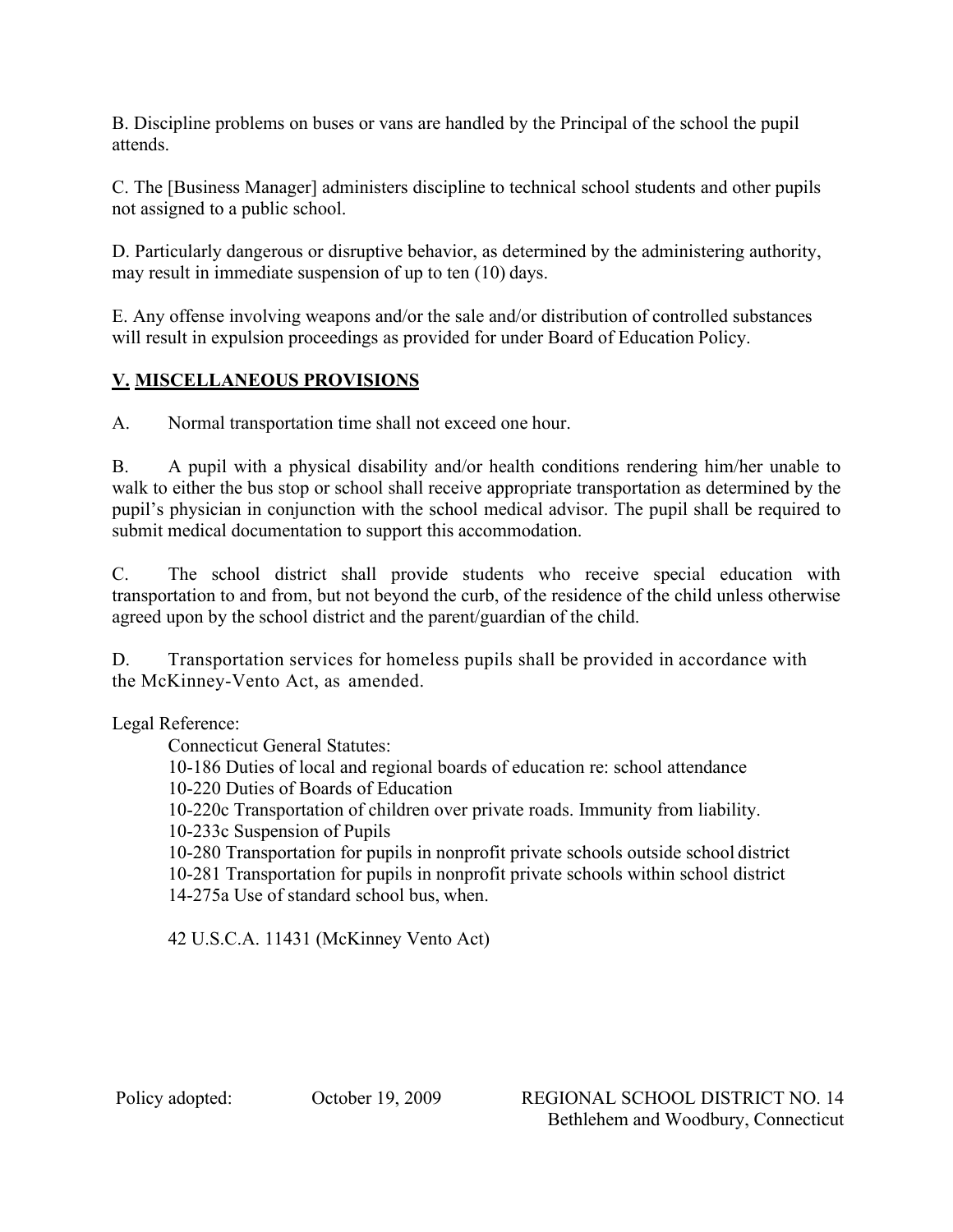B. Discipline problems on buses or vans are handled by the Principal of the school the pupil attends.

C. The [Business Manager] administers discipline to technical school students and other pupils not assigned to a public school.

D. Particularly dangerous or disruptive behavior, as determined by the administering authority, may result in immediate suspension of up to ten (10) days.

E. Any offense involving weapons and/or the sale and/or distribution of controlled substances will result in expulsion proceedings as provided for under Board of Education Policy.

## V. MISCELLANEOUS PROVISIONS

A. Normal transportation time shall not exceed one hour.

B. A pupil with a physical disability and/or health conditions rendering him/her unable to walk to either the bus stop or school shall receive appropriate transportation as determined by the pupil's physician in conjunction with the school medical advisor. The pupil shall be required to submit medical documentation to support this accommodation.

C. The school district shall provide students who receive special education with transportation to and from, but not beyond the curb, of the residence of the child unless otherwise agreed upon by the school district and the parent/guardian of the child.

D. Transportation services for homeless pupils shall be provided in accordance with the McKinney-Vento Act, as amended.

Legal Reference:

Connecticut General Statutes:
10-186 Duties of local and regional boards of education re: school attendance
10-220 Duties of Boards of Education
10-220c Transportation of children over private roads. Immunity from liability.
10-233c Suspension of Pupils
10-280 Transportation for pupils in nonprofit private schools outside school district
10-281 Transportation for pupils in nonprofit private schools within school district
14-275a Use of standard school bus, when.

42 U.S.C.A. 11431 (McKinney Vento Act)

Policy adopted: October 19, 2009

REGIONAL SCHOOL DISTRICT NO. 14
Bethlehem and Woodbury, Connecticut